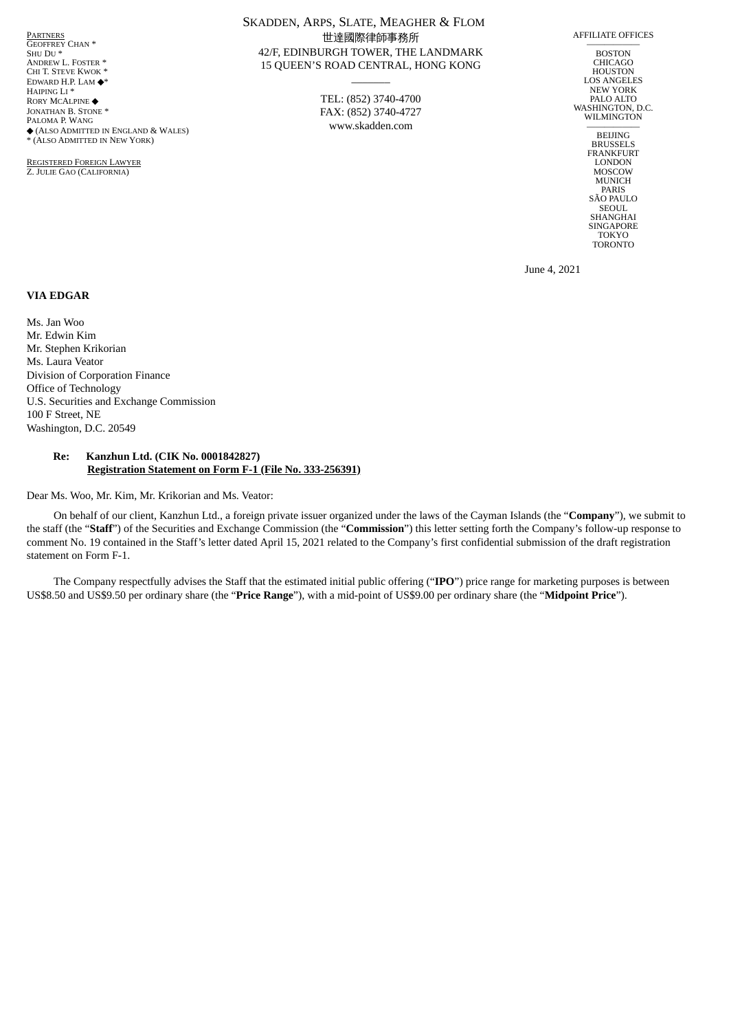PARTNERS
GEOFFREY CHAN *
SHU DU *
ANDREW L. FOSTER *
CHI T. STEVE KWOK *
EDWARD H.P. LAM ◆*
HAIPING LI *
RORY MCALPINE ◆
JONATHAN B. STONE *
PALOMA P. WANG
◆ (ALSO ADMITTED IN ENGLAND & WALES)
* (ALSO ADMITTED IN NEW YORK)

REGISTERED FOREIGN LAWYER
Z. JULIE GAO (CALIFORNIA)

SKADDEN, ARPS, SLATE, MEAGHER & FLOM
世達國際律師事務所
42/F, EDINBURGH TOWER, THE LANDMARK
15 QUEEN'S ROAD CENTRAL, HONG KONG

TEL: (852) 3740-4700
FAX: (852) 3740-4727
www.skadden.com

AFFILIATE OFFICES

BOSTON
CHICAGO
HOUSTON
LOS ANGELES
NEW YORK
PALO ALTO
WASHINGTON, D.C.
WILMINGTON

BEIJING
BRUSSELS
FRANKFURT
LONDON
MOSCOW
MUNICH
PARIS
SÃO PAULO
SEOUL
SHANGHAI
SINGAPORE
TOKYO
TORONTO

June 4, 2021

**VIA EDGAR**

Ms. Jan Woo
Mr. Edwin Kim
Mr. Stephen Krikorian
Ms. Laura Veator
Division of Corporation Finance
Office of Technology
U.S. Securities and Exchange Commission
100 F Street, NE
Washington, D.C. 20549

**Re: Kanzhun Ltd. (CIK No. 0001842827)**
**Registration Statement on Form F-1 (File No. 333-256391)**

Dear Ms. Woo, Mr. Kim, Mr. Krikorian and Ms. Veator:

On behalf of our client, Kanzhun Ltd., a foreign private issuer organized under the laws of the Cayman Islands (the "**Company**"), we submit to the staff (the "**Staff**") of the Securities and Exchange Commission (the "**Commission**") this letter setting forth the Company's follow-up response to comment No. 19 contained in the Staff's letter dated April 15, 2021 related to the Company's first confidential submission of the draft registration statement on Form F-1.

The Company respectfully advises the Staff that the estimated initial public offering ("**IPO**") price range for marketing purposes is between US$8.50 and US$9.50 per ordinary share (the "**Price Range**"), with a mid-point of US$9.00 per ordinary share (the "**Midpoint Price**").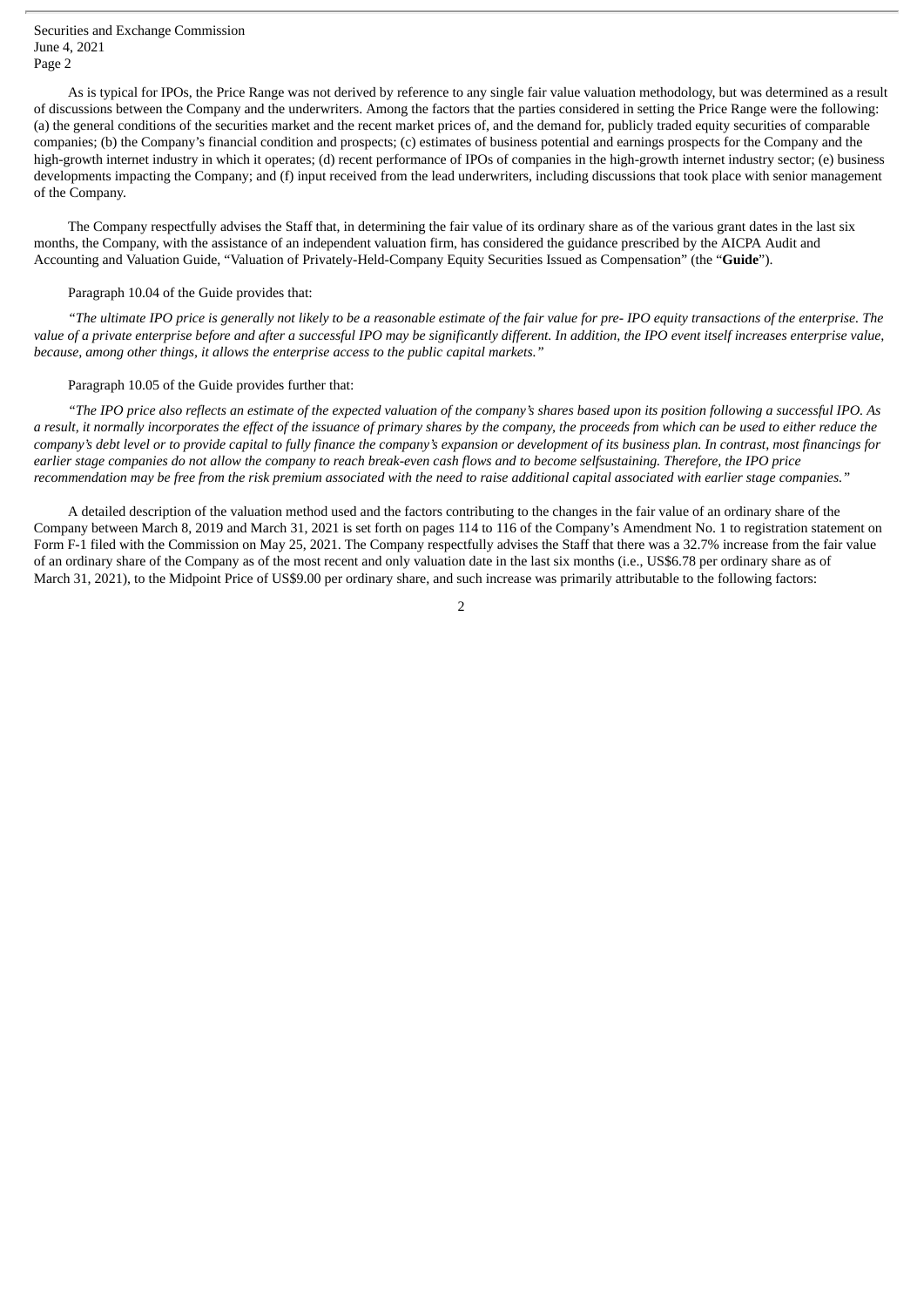As is typical for IPOs, the Price Range was not derived by reference to any single fair value valuation methodology, but was determined as a result of discussions between the Company and the underwriters. Among the factors that the parties considered in setting the Price Range were the following: (a) the general conditions of the securities market and the recent market prices of, and the demand for, publicly traded equity securities of comparable companies; (b) the Company's financial condition and prospects; (c) estimates of business potential and earnings prospects for the Company and the high-growth internet industry in which it operates; (d) recent performance of IPOs of companies in the high-growth internet industry sector; (e) business developments impacting the Company; and (f) input received from the lead underwriters, including discussions that took place with senior management of the Company.

The Company respectfully advises the Staff that, in determining the fair value of its ordinary share as of the various grant dates in the last six months, the Company, with the assistance of an independent valuation firm, has considered the guidance prescribed by the AICPA Audit and Accounting and Valuation Guide, "Valuation of Privately-Held-Company Equity Securities Issued as Compensation" (the "**Guide**").

Paragraph 10.04 of the Guide provides that:

*"The ultimate IPO price is generally not likely to be a reasonable estimate of the fair value for pre- IPO equity transactions of the enterprise. The value of a private enterprise before and after a successful IPO may be significantly different. In addition, the IPO event itself increases enterprise value, because, among other things, it allows the enterprise access to the public capital markets."*

Paragraph 10.05 of the Guide provides further that:

*"The IPO price also reflects an estimate of the expected valuation of the company's shares based upon its position following a successful IPO. As a result, it normally incorporates the effect of the issuance of primary shares by the company, the proceeds from which can be used to either reduce the company's debt level or to provide capital to fully finance the company's expansion or development of its business plan. In contrast, most financings for earlier stage companies do not allow the company to reach break-even cash flows and to become selfsustaining. Therefore, the IPO price recommendation may be free from the risk premium associated with the need to raise additional capital associated with earlier stage companies."*

A detailed description of the valuation method used and the factors contributing to the changes in the fair value of an ordinary share of the Company between March 8, 2019 and March 31, 2021 is set forth on pages 114 to 116 of the Company's Amendment No. 1 to registration statement on Form F-1 filed with the Commission on May 25, 2021. The Company respectfully advises the Staff that there was a 32.7% increase from the fair value of an ordinary share of the Company as of the most recent and only valuation date in the last six months (i.e., US$6.78 per ordinary share as of March 31, 2021), to the Midpoint Price of US$9.00 per ordinary share, and such increase was primarily attributable to the following factors: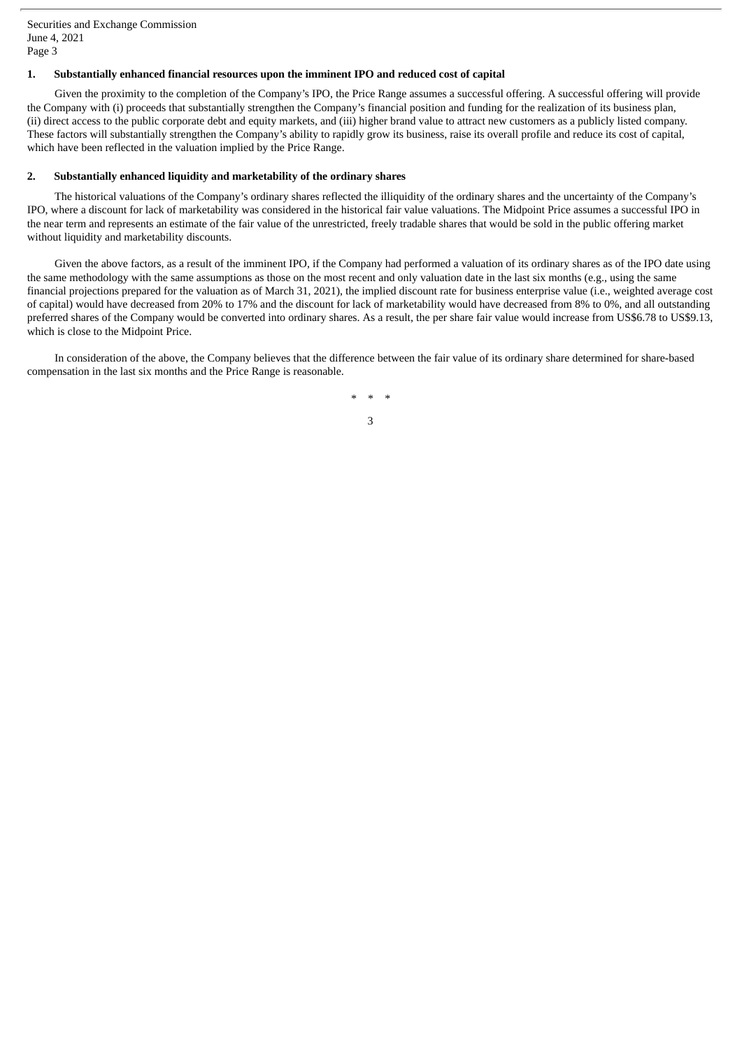**1. Substantially enhanced financial resources upon the imminent IPO and reduced cost of capital**

Given the proximity to the completion of the Company's IPO, the Price Range assumes a successful offering. A successful offering will provide the Company with (i) proceeds that substantially strengthen the Company's financial position and funding for the realization of its business plan, (ii) direct access to the public corporate debt and equity markets, and (iii) higher brand value to attract new customers as a publicly listed company. These factors will substantially strengthen the Company's ability to rapidly grow its business, raise its overall profile and reduce its cost of capital, which have been reflected in the valuation implied by the Price Range.

**2. Substantially enhanced liquidity and marketability of the ordinary shares**

The historical valuations of the Company's ordinary shares reflected the illiquidity of the ordinary shares and the uncertainty of the Company's IPO, where a discount for lack of marketability was considered in the historical fair value valuations. The Midpoint Price assumes a successful IPO in the near term and represents an estimate of the fair value of the unrestricted, freely tradable shares that would be sold in the public offering market without liquidity and marketability discounts.

Given the above factors, as a result of the imminent IPO, if the Company had performed a valuation of its ordinary shares as of the IPO date using the same methodology with the same assumptions as those on the most recent and only valuation date in the last six months (e.g., using the same financial projections prepared for the valuation as of March 31, 2021), the implied discount rate for business enterprise value (i.e., weighted average cost of capital) would have decreased from 20% to 17% and the discount for lack of marketability would have decreased from 8% to 0%, and all outstanding preferred shares of the Company would be converted into ordinary shares. As a result, the per share fair value would increase from US$6.78 to US$9.13, which is close to the Midpoint Price.

In consideration of the above, the Company believes that the difference between the fair value of its ordinary share determined for share-based compensation in the last six months and the Price Range is reasonable.

\* \* \*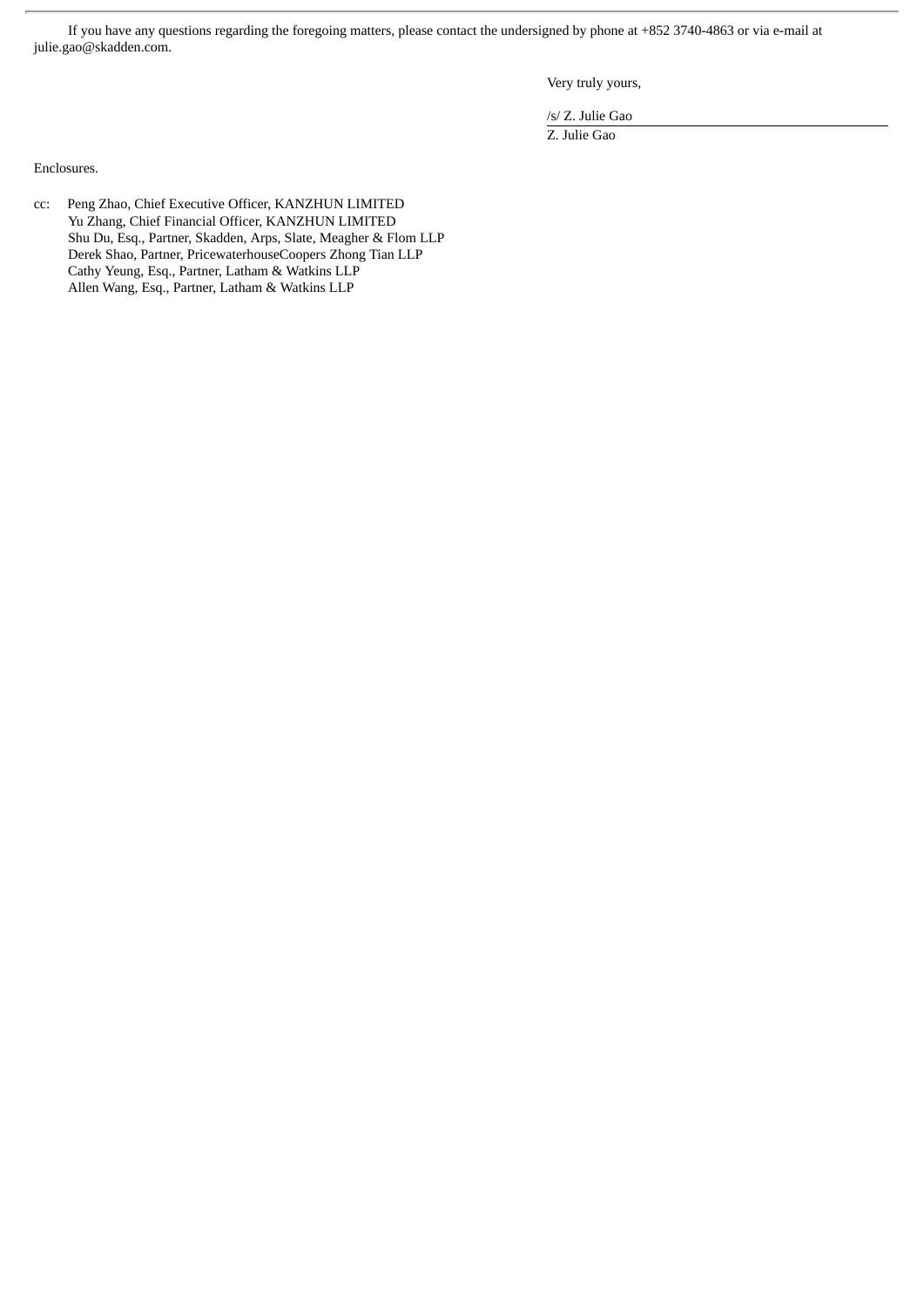If you have any questions regarding the foregoing matters, please contact the undersigned by phone at +852 3740-4863 or via e-mail at julie.gao@skadden.com.

Very truly yours,

/s/ Z. Julie Gao

Z. Julie Gao

Enclosures.

cc: Peng Zhao, Chief Executive Officer, KANZHUN LIMITED
Yu Zhang, Chief Financial Officer, KANZHUN LIMITED
Shu Du, Esq., Partner, Skadden, Arps, Slate, Meagher & Flom LLP
Derek Shao, Partner, PricewaterhouseCoopers Zhong Tian LLP
Cathy Yeung, Esq., Partner, Latham & Watkins LLP
Allen Wang, Esq., Partner, Latham & Watkins LLP